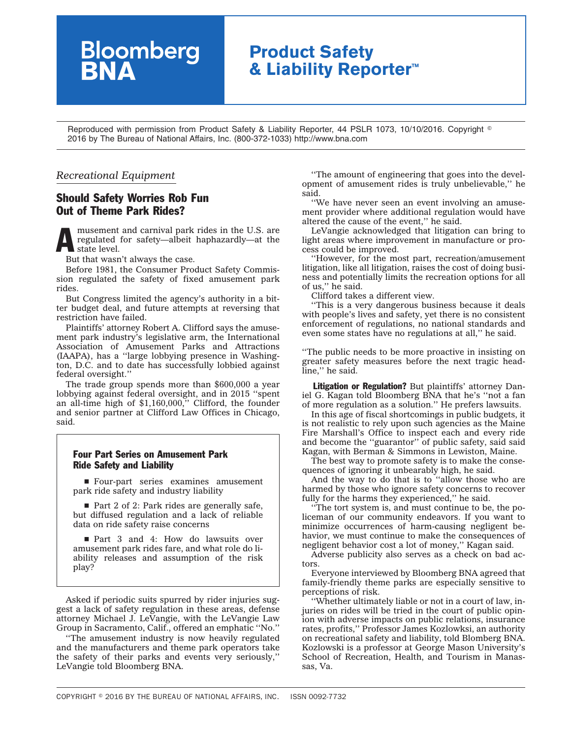Bloomberg BNA

# Product Safety & Liability Reporter™

Reproduced with permission from Product Safety & Liability Reporter, 44 PSLR 1073, 10/10/2016. Copyright © 2016 by The Bureau of National Affairs, Inc. (800-372-1033) http://www.bna.com

*Recreational Equipment*

## Should Safety Worries Rob Fun Out of Theme Park Rides?

Amusement and carnival park rides in the U.S. are regulated for safety—albeit haphazardly—at the state level.

But that wasn't always the case.

Before 1981, the Consumer Product Safety Commission regulated the safety of fixed amusement park rides.

But Congress limited the agency's authority in a bitter budget deal, and future attempts at reversing that restriction have failed.

Plaintiffs' attorney Robert A. Clifford says the amusement park industry's legislative arm, the International Association of Amusement Parks and Attractions (IAAPA), has a ''large lobbying presence in Washington, D.C. and to date has successfully lobbied against federal oversight.''

The trade group spends more than $600,000 a year lobbying against federal oversight, and in 2015 ''spent an all-time high of $1,160,000,'' Clifford, the founder and senior partner at Clifford Law Offices in Chicago, said.

> **Four Part Series on Amusement Park Ride Safety and Liability**
>
> - Four-part series examines amusement park ride safety and industry liability
> - Part 2 of 2: Park rides are generally safe, but diffused regulation and a lack of reliable data on ride safety raise concerns
> - Part 3 and 4: How do lawsuits over amusement park rides fare, and what role do liability releases and assumption of the risk play?

Asked if periodic suits spurred by rider injuries suggest a lack of safety regulation in these areas, defense attorney Michael J. LeVangie, with the LeVangie Law Group in Sacramento, Calif., offered an emphatic ''No.''

''The amusement industry is now heavily regulated and the manufacturers and theme park operators take the safety of their parks and events very seriously,'' LeVangie told Bloomberg BNA.

''The amount of engineering that goes into the development of amusement rides is truly unbelievable,'' he said.

''We have never seen an event involving an amusement provider where additional regulation would have altered the cause of the event,'' he said.

LeVangie acknowledged that litigation can bring to light areas where improvement in manufacture or process could be improved.

''However, for the most part, recreation/amusement litigation, like all litigation, raises the cost of doing business and potentially limits the recreation options for all of us,'' he said.

Clifford takes a different view.

''This is a very dangerous business because it deals with people's lives and safety, yet there is no consistent enforcement of regulations, no national standards and even some states have no regulations at all,'' he said.

''The public needs to be more proactive in insisting on greater safety measures before the next tragic headline,'' he said.

**Litigation or Regulation?** But plaintiffs' attorney Daniel G. Kagan told Bloomberg BNA that he's ''not a fan of more regulation as a solution.'' He prefers lawsuits.

In this age of fiscal shortcomings in public budgets, it is not realistic to rely upon such agencies as the Maine Fire Marshall's Office to inspect each and every ride and become the ''guarantor'' of public safety, said said Kagan, with Berman & Simmons in Lewiston, Maine.

The best way to promote safety is to make the consequences of ignoring it unbearably high, he said.

And the way to do that is to ''allow those who are harmed by those who ignore safety concerns to recover fully for the harms they experienced,'' he said.

''The tort system is, and must continue to be, the policeman of our community endeavors. If you want to minimize occurrences of harm-causing negligent behavior, we must continue to make the consequences of negligent behavior cost a lot of money,'' Kagan said.

Adverse publicity also serves as a check on bad actors.

Everyone interviewed by Bloomberg BNA agreed that family-friendly theme parks are especially sensitive to perceptions of risk.

''Whether ultimately liable or not in a court of law, injuries on rides will be tried in the court of public opinion with adverse impacts on public relations, insurance rates, profits,'' Professor James Kozlowksi, an authority on recreational safety and liability, told Bloomberg BNA. Kozlowski is a professor at George Mason University's School of Recreation, Health, and Tourism in Manassas, Va.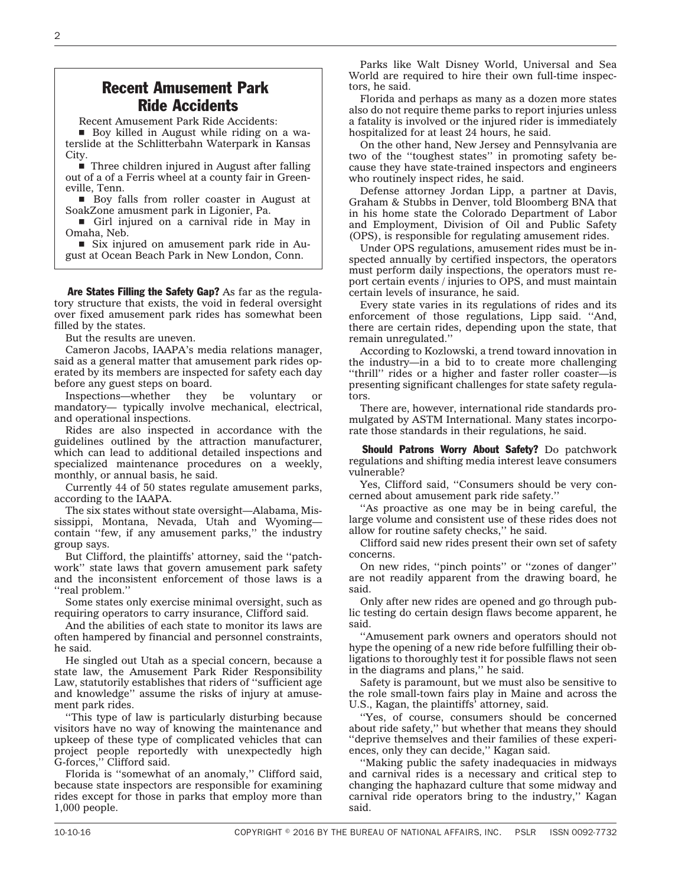## Recent Amusement Park Ride Accidents

Recent Amusement Park Ride Accidents:

- Boy killed in August while riding on a waterslide at the Schlitterbahn Waterpark in Kansas City.
- Three children injured in August after falling out of a of a Ferris wheel at a county fair in Greeneville, Tenn.
- Boy falls from roller coaster in August at SoakZone amusment park in Ligonier, Pa.
- Girl injured on a carnival ride in May in Omaha, Neb.
- Six injured on amusement park ride in August at Ocean Beach Park in New London, Conn.

**Are States Filling the Safety Gap?** As far as the regulatory structure that exists, the void in federal oversight over fixed amusement park rides has somewhat been filled by the states.

But the results are uneven.

Cameron Jacobs, IAAPA's media relations manager, said as a general matter that amusement park rides operated by its members are inspected for safety each day before any guest steps on board.

Inspections—whether they be voluntary or mandatory— typically involve mechanical, electrical, and operational inspections.

Rides are also inspected in accordance with the guidelines outlined by the attraction manufacturer, which can lead to additional detailed inspections and specialized maintenance procedures on a weekly, monthly, or annual basis, he said.

Currently 44 of 50 states regulate amusement parks, according to the IAAPA.

The six states without state oversight—Alabama, Mississippi, Montana, Nevada, Utah and Wyoming—contain ''few, if any amusement parks,'' the industry group says.

But Clifford, the plaintiffs' attorney, said the ''patchwork'' state laws that govern amusement park safety and the inconsistent enforcement of those laws is a ''real problem.''

Some states only exercise minimal oversight, such as requiring operators to carry insurance, Clifford said.

And the abilities of each state to monitor its laws are often hampered by financial and personnel constraints, he said.

He singled out Utah as a special concern, because a state law, the Amusement Park Rider Responsibility Law, statutorily establishes that riders of ''sufficient age and knowledge'' assume the risks of injury at amusement park rides.

''This type of law is particularly disturbing because visitors have no way of knowing the maintenance and upkeep of these type of complicated vehicles that can project people reportedly with unexpectedly high G-forces,'' Clifford said.

Florida is ''somewhat of an anomaly,'' Clifford said, because state inspectors are responsible for examining rides except for those in parks that employ more than 1,000 people.

Parks like Walt Disney World, Universal and Sea World are required to hire their own full-time inspectors, he said.

Florida and perhaps as many as a dozen more states also do not require theme parks to report injuries unless a fatality is involved or the injured rider is immediately hospitalized for at least 24 hours, he said.

On the other hand, New Jersey and Pennsylvania are two of the ''toughest states'' in promoting safety because they have state-trained inspectors and engineers who routinely inspect rides, he said.

Defense attorney Jordan Lipp, a partner at Davis, Graham & Stubbs in Denver, told Bloomberg BNA that in his home state the Colorado Department of Labor and Employment, Division of Oil and Public Safety (OPS), is responsible for regulating amusement rides.

Under OPS regulations, amusement rides must be inspected annually by certified inspectors, the operators must perform daily inspections, the operators must report certain events / injuries to OPS, and must maintain certain levels of insurance, he said.

Every state varies in its regulations of rides and its enforcement of those regulations, Lipp said. ''And, there are certain rides, depending upon the state, that remain unregulated.''

According to Kozlowski, a trend toward innovation in the industry—in a bid to to create more challenging ''thrill'' rides or a higher and faster roller coaster—is presenting significant challenges for state safety regulators.

There are, however, international ride standards promulgated by ASTM International. Many states incorporate those standards in their regulations, he said.

**Should Patrons Worry About Safety?** Do patchwork regulations and shifting media interest leave consumers vulnerable?

Yes, Clifford said, ''Consumers should be very concerned about amusement park ride safety.''

''As proactive as one may be in being careful, the large volume and consistent use of these rides does not allow for routine safety checks,'' he said.

Clifford said new rides present their own set of safety concerns.

On new rides, ''pinch points'' or ''zones of danger'' are not readily apparent from the drawing board, he said.

Only after new rides are opened and go through public testing do certain design flaws become apparent, he said.

''Amusement park owners and operators should not hype the opening of a new ride before fulfilling their obligations to thoroughly test it for possible flaws not seen in the diagrams and plans,'' he said.

Safety is paramount, but we must also be sensitive to the role small-town fairs play in Maine and across the U.S., Kagan, the plaintiffs' attorney, said.

''Yes, of course, consumers should be concerned about ride safety,'' but whether that means they should ''deprive themselves and their families of these experiences, only they can decide,'' Kagan said.

''Making public the safety inadequacies in midways and carnival rides is a necessary and critical step to changing the haphazard culture that some midway and carnival ride operators bring to the industry,'' Kagan said.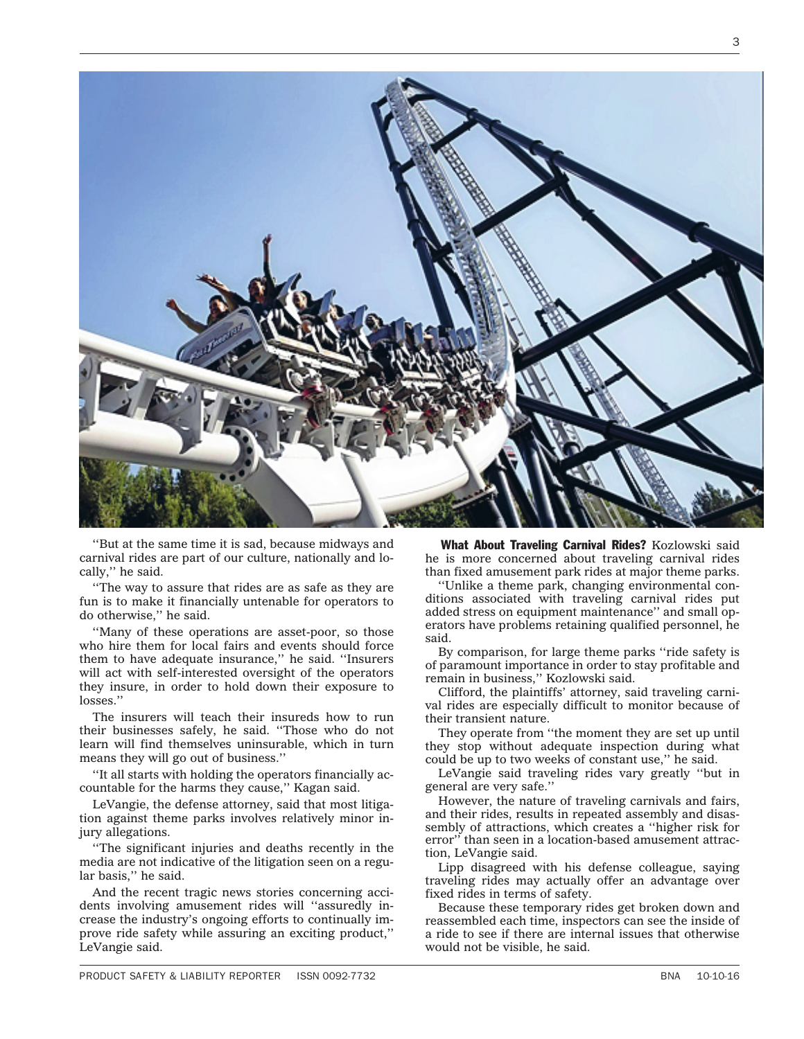"But at the same time it is sad, because midways and carnival rides are part of our culture, nationally and locally," he said.

"The way to assure that rides are as safe as they are fun is to make it financially untenable for operators to do otherwise," he said.

"Many of these operations are asset-poor, so those who hire them for local fairs and events should force them to have adequate insurance," he said. "Insurers will act with self-interested oversight of the operators they insure, in order to hold down their exposure to losses."

The insurers will teach their insureds how to run their businesses safely, he said. "Those who do not learn will find themselves uninsurable, which in turn means they will go out of business."

"It all starts with holding the operators financially accountable for the harms they cause," Kagan said.

LeVangie, the defense attorney, said that most litigation against theme parks involves relatively minor injury allegations.

"The significant injuries and deaths recently in the media are not indicative of the litigation seen on a regular basis," he said.

And the recent tragic news stories concerning accidents involving amusement rides will "assuredly increase the industry's ongoing efforts to continually improve ride safety while assuring an exciting product," LeVangie said.

**What About Traveling Carnival Rides?** Kozlowski said he is more concerned about traveling carnival rides than fixed amusement park rides at major theme parks.

"Unlike a theme park, changing environmental conditions associated with traveling carnival rides put added stress on equipment maintenance" and small operators have problems retaining qualified personnel, he said.

By comparison, for large theme parks "ride safety is of paramount importance in order to stay profitable and remain in business," Kozlowski said.

Clifford, the plaintiffs' attorney, said traveling carnival rides are especially difficult to monitor because of their transient nature.

They operate from "the moment they are set up until they stop without adequate inspection during what could be up to two weeks of constant use," he said.

LeVangie said traveling rides vary greatly "but in general are very safe."

However, the nature of traveling carnivals and fairs, and their rides, results in repeated assembly and disassembly of attractions, which creates a "higher risk for error" than seen in a location-based amusement attraction, LeVangie said.

Lipp disagreed with his defense colleague, saying traveling rides may actually offer an advantage over fixed rides in terms of safety.

Because these temporary rides get broken down and reassembled each time, inspectors can see the inside of a ride to see if there are internal issues that otherwise would not be visible, he said.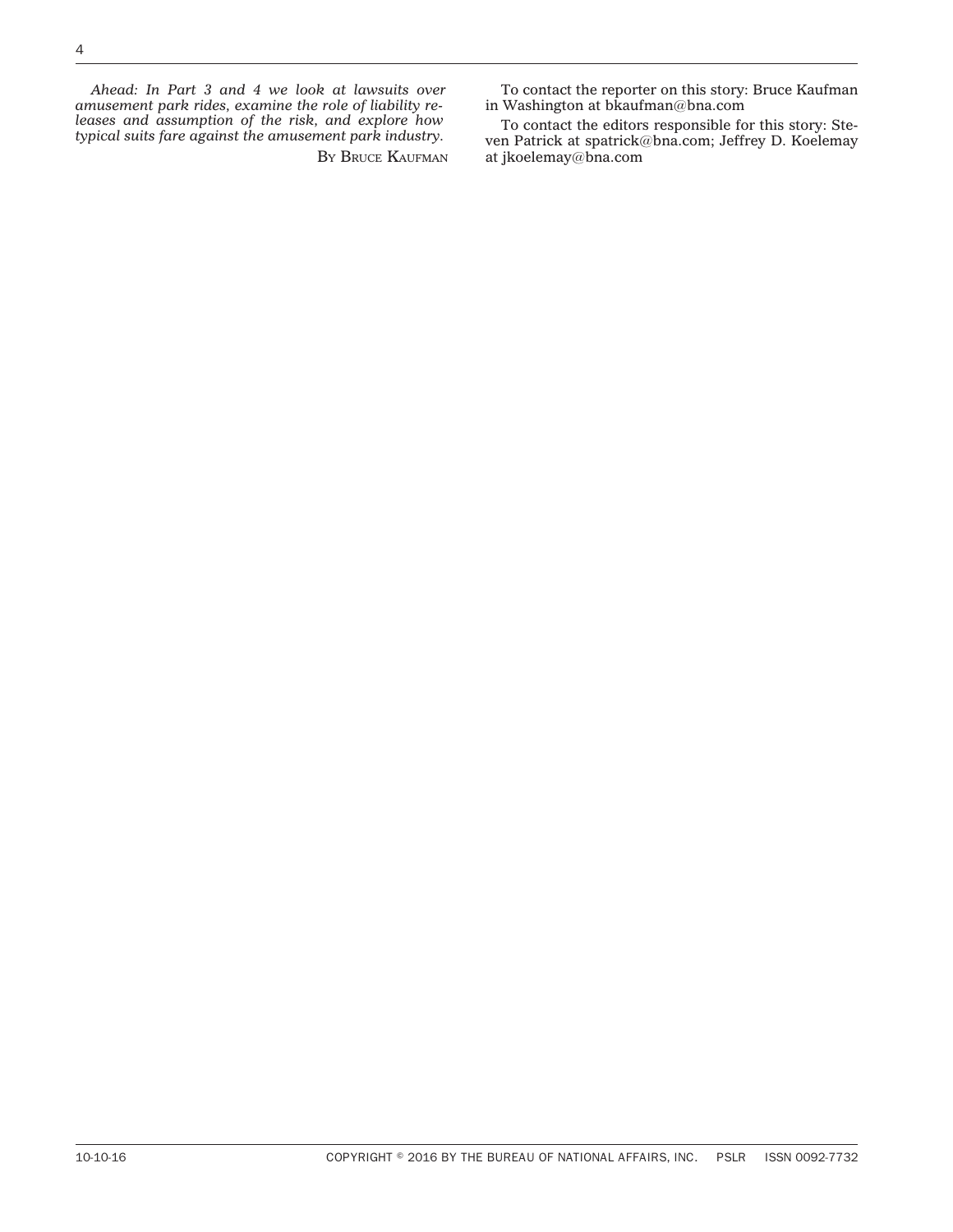*Ahead: In Part 3 and 4 we look at lawsuits over amusement park rides, examine the role of liability releases and assumption of the risk, and explore how typical suits fare against the amusement park industry.*

By Bruce Kaufman

To contact the reporter on this story: Bruce Kaufman in Washington at bkaufman@bna.com

To contact the editors responsible for this story: Steven Patrick at spatrick@bna.com; Jeffrey D. Koelemay at jkoelemay@bna.com